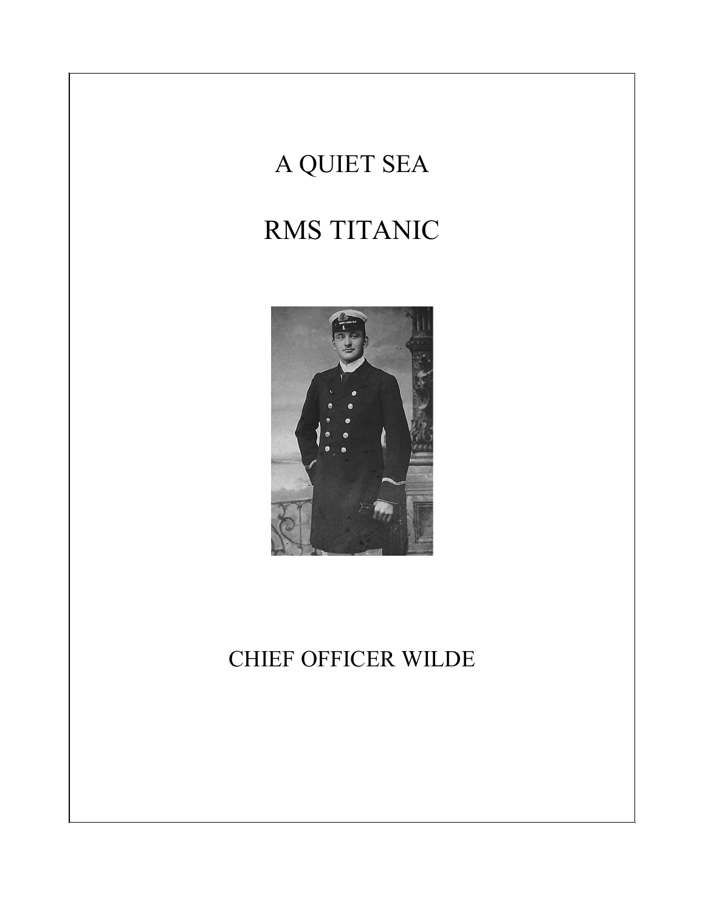# A QUIET SEA

# RMS TITANIC

CHIEF OFFICER WILDE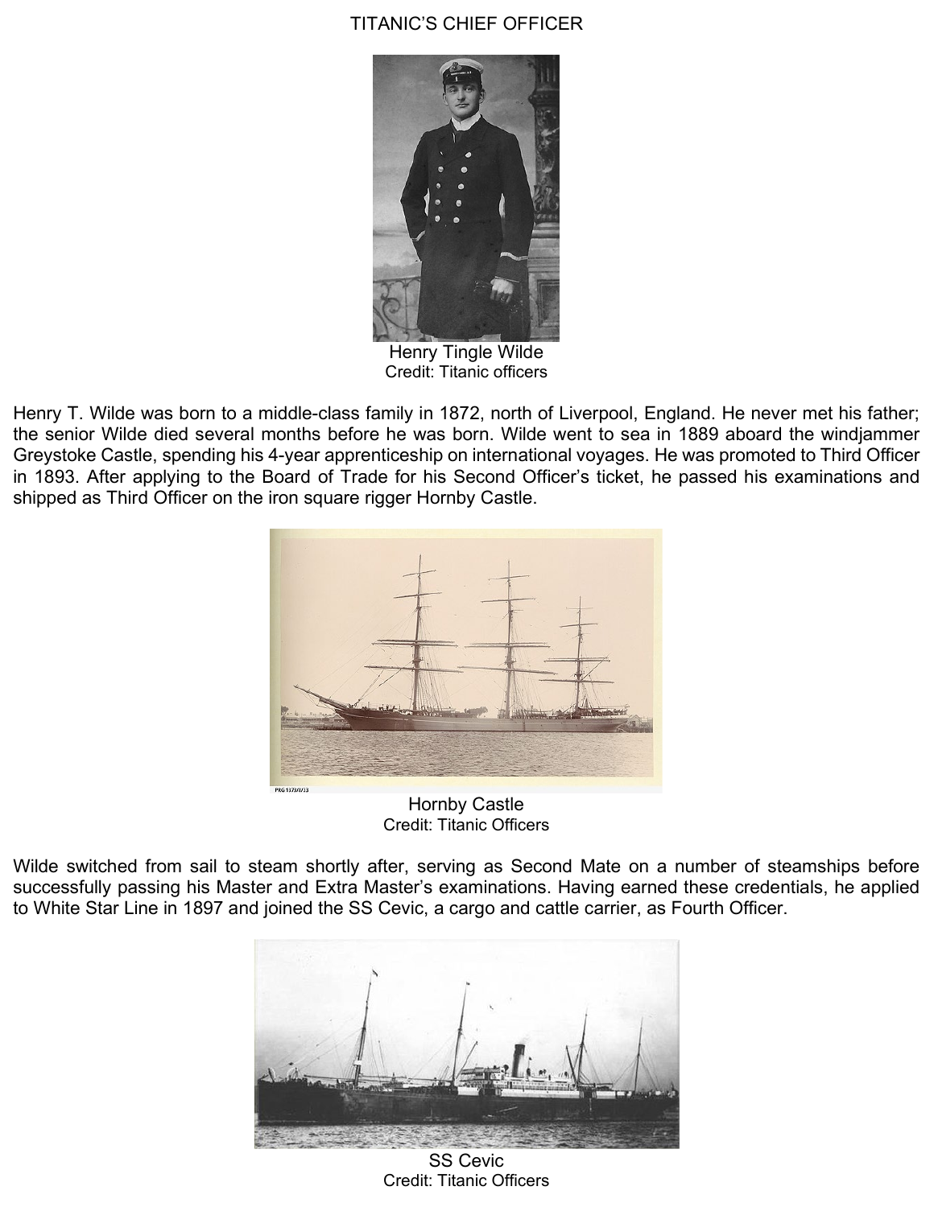# TITANIC'S CHIEF OFFICER

Henry Tingle Wilde
Credit: Titanic officers

Henry T. Wilde was born to a middle-class family in 1872, north of Liverpool, England. He never met his father; the senior Wilde died several months before he was born. Wilde went to sea in 1889 aboard the windjammer Greystoke Castle, spending his 4-year apprenticeship on international voyages. He was promoted to Third Officer in 1893. After applying to the Board of Trade for his Second Officer's ticket, he passed his examinations and shipped as Third Officer on the iron square rigger Hornby Castle.

Hornby Castle
Credit: Titanic Officers

Wilde switched from sail to steam shortly after, serving as Second Mate on a number of steamships before successfully passing his Master and Extra Master's examinations. Having earned these credentials, he applied to White Star Line in 1897 and joined the SS Cevic, a cargo and cattle carrier, as Fourth Officer.

SS Cevic
Credit: Titanic Officers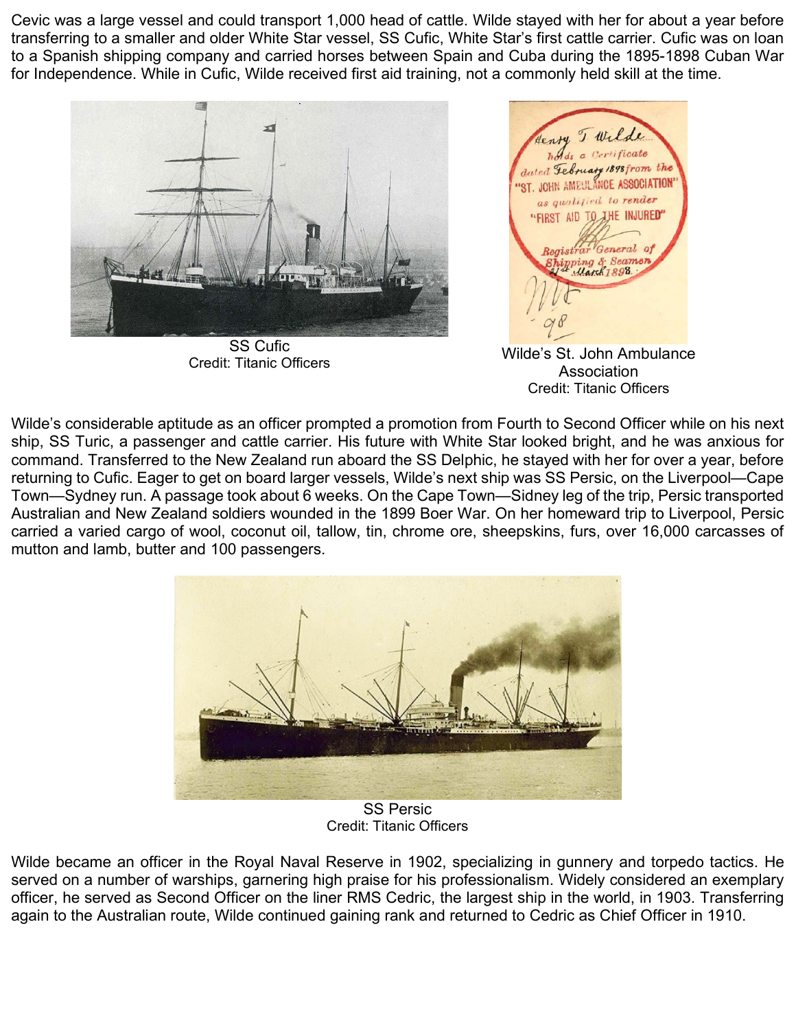Cevic was a large vessel and could transport 1,000 head of cattle. Wilde stayed with her for about a year before transferring to a smaller and older White Star vessel, SS Cufic, White Star's first cattle carrier. Cufic was on loan to a Spanish shipping company and carried horses between Spain and Cuba during the 1895-1898 Cuban War for Independence. While in Cufic, Wilde received first aid training, not a commonly held skill at the time.

SS Cufic
Credit: Titanic Officers

Wilde's St. John Ambulance Association
Credit: Titanic Officers

Wilde's considerable aptitude as an officer prompted a promotion from Fourth to Second Officer while on his next ship, SS Turic, a passenger and cattle carrier. His future with White Star looked bright, and he was anxious for command. Transferred to the New Zealand run aboard the SS Delphic, he stayed with her for over a year, before returning to Cufic. Eager to get on board larger vessels, Wilde's next ship was SS Persic, on the Liverpool—Cape Town—Sydney run. A passage took about 6 weeks. On the Cape Town—Sidney leg of the trip, Persic transported Australian and New Zealand soldiers wounded in the 1899 Boer War. On her homeward trip to Liverpool, Persic carried a varied cargo of wool, coconut oil, tallow, tin, chrome ore, sheepskins, furs, over 16,000 carcasses of mutton and lamb, butter and 100 passengers.

SS Persic
Credit: Titanic Officers

Wilde became an officer in the Royal Naval Reserve in 1902, specializing in gunnery and torpedo tactics. He served on a number of warships, garnering high praise for his professionalism. Widely considered an exemplary officer, he served as Second Officer on the liner RMS Cedric, the largest ship in the world, in 1903. Transferring again to the Australian route, Wilde continued gaining rank and returned to Cedric as Chief Officer in 1910.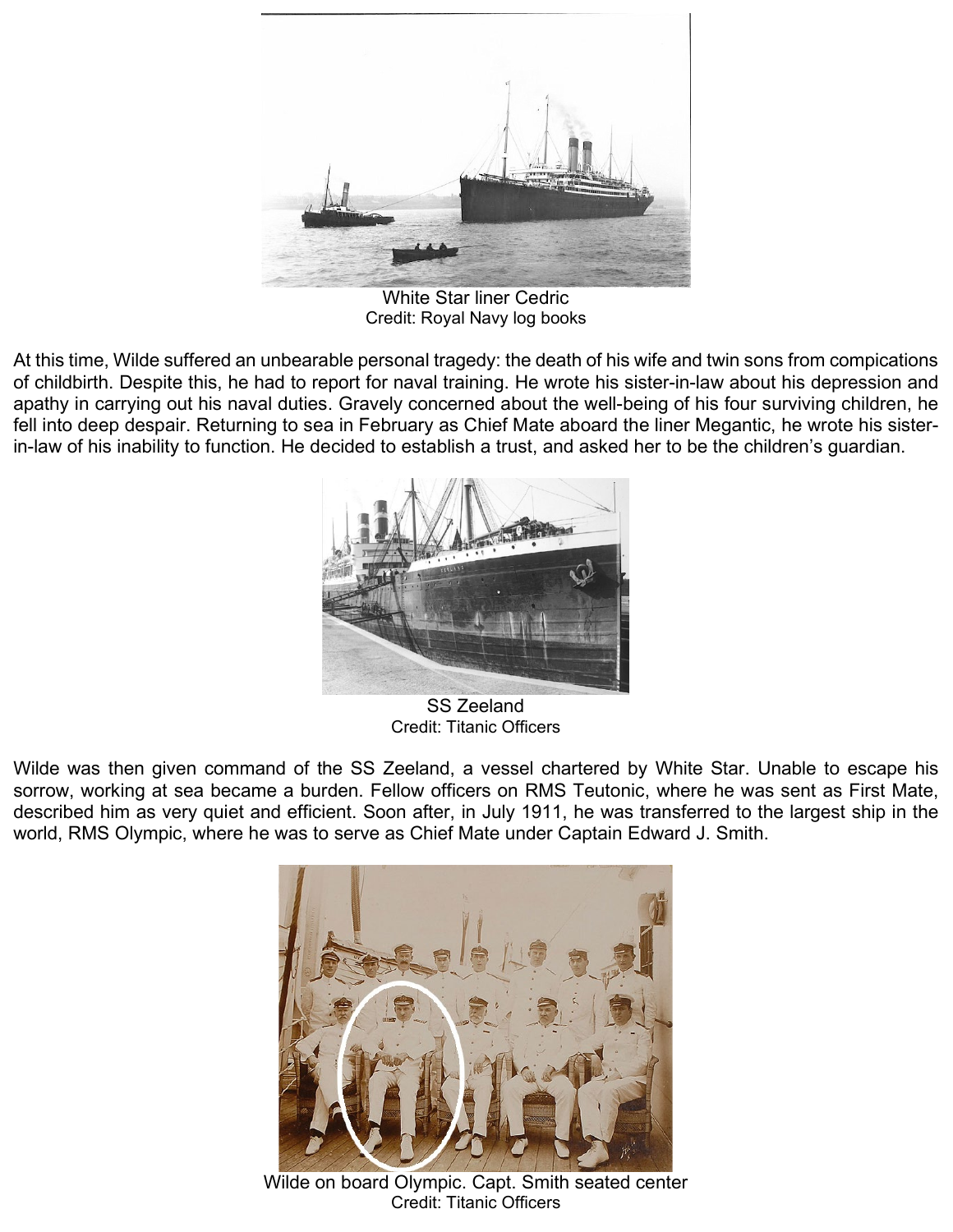White Star liner Cedric
Credit: Royal Navy log books

At this time, Wilde suffered an unbearable personal tragedy: the death of his wife and twin sons from compications of childbirth. Despite this, he had to report for naval training. He wrote his sister-in-law about his depression and apathy in carrying out his naval duties. Gravely concerned about the well-being of his four surviving children, he fell into deep despair. Returning to sea in February as Chief Mate aboard the liner Megantic, he wrote his sister-in-law of his inability to function. He decided to establish a trust, and asked her to be the children's guardian.

SS Zeeland
Credit: Titanic Officers

Wilde was then given command of the SS Zeeland, a vessel chartered by White Star. Unable to escape his sorrow, working at sea became a burden. Fellow officers on RMS Teutonic, where he was sent as First Mate, described him as very quiet and efficient. Soon after, in July 1911, he was transferred to the largest ship in the world, RMS Olympic, where he was to serve as Chief Mate under Captain Edward J. Smith.

Wilde on board Olympic. Capt. Smith seated center
Credit: Titanic Officers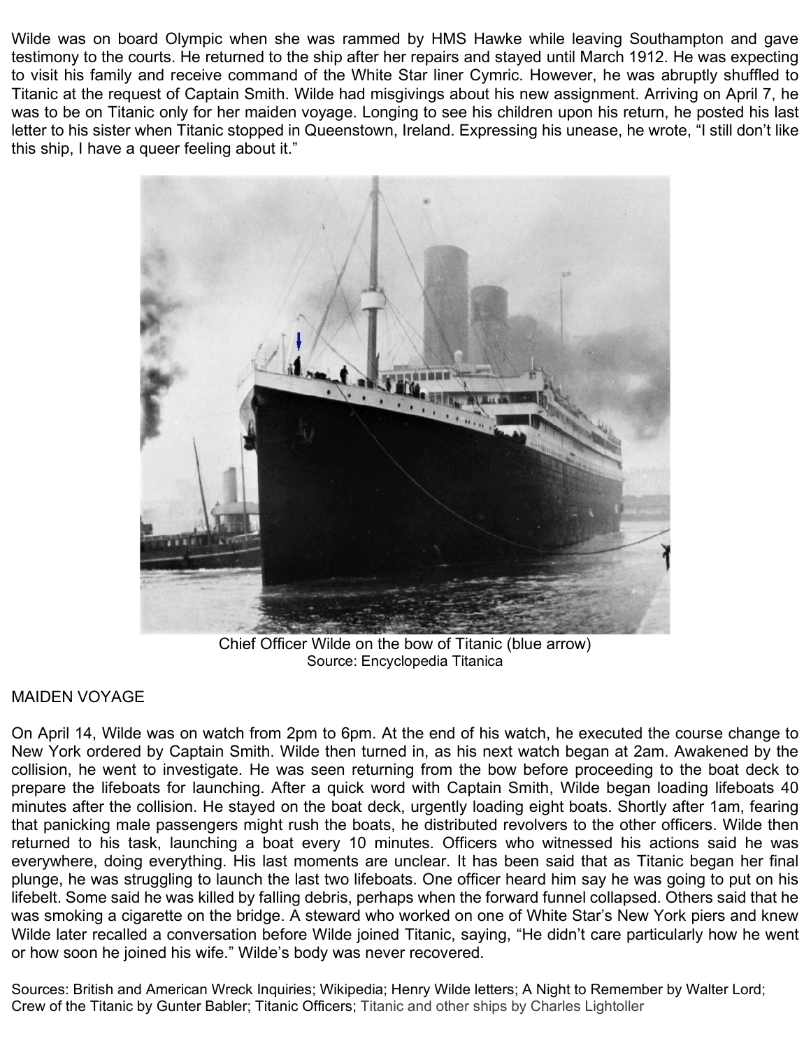Wilde was on board Olympic when she was rammed by HMS Hawke while leaving Southampton and gave testimony to the courts. He returned to the ship after her repairs and stayed until March 1912. He was expecting to visit his family and receive command of the White Star liner Cymric. However, he was abruptly shuffled to Titanic at the request of Captain Smith. Wilde had misgivings about his new assignment. Arriving on April 7, he was to be on Titanic only for her maiden voyage. Longing to see his children upon his return, he posted his last letter to his sister when Titanic stopped in Queenstown, Ireland. Expressing his unease, he wrote, "I still don't like this ship, I have a queer feeling about it."

Chief Officer Wilde on the bow of Titanic (blue arrow)
Source: Encyclopedia Titanica

## MAIDEN VOYAGE

On April 14, Wilde was on watch from 2pm to 6pm. At the end of his watch, he executed the course change to New York ordered by Captain Smith. Wilde then turned in, as his next watch began at 2am. Awakened by the collision, he went to investigate. He was seen returning from the bow before proceeding to the boat deck to prepare the lifeboats for launching. After a quick word with Captain Smith, Wilde began loading lifeboats 40 minutes after the collision. He stayed on the boat deck, urgently loading eight boats. Shortly after 1am, fearing that panicking male passengers might rush the boats, he distributed revolvers to the other officers. Wilde then returned to his task, launching a boat every 10 minutes. Officers who witnessed his actions said he was everywhere, doing everything. His last moments are unclear. It has been said that as Titanic began her final plunge, he was struggling to launch the last two lifeboats. One officer heard him say he was going to put on his lifebelt. Some said he was killed by falling debris, perhaps when the forward funnel collapsed. Others said that he was smoking a cigarette on the bridge. A steward who worked on one of White Star's New York piers and knew Wilde later recalled a conversation before Wilde joined Titanic, saying, "He didn't care particularly how he went or how soon he joined his wife." Wilde's body was never recovered.

Sources: British and American Wreck Inquiries; Wikipedia; Henry Wilde letters; A Night to Remember by Walter Lord; Crew of the Titanic by Gunter Babler; Titanic Officers; Titanic and other ships by Charles Lightoller